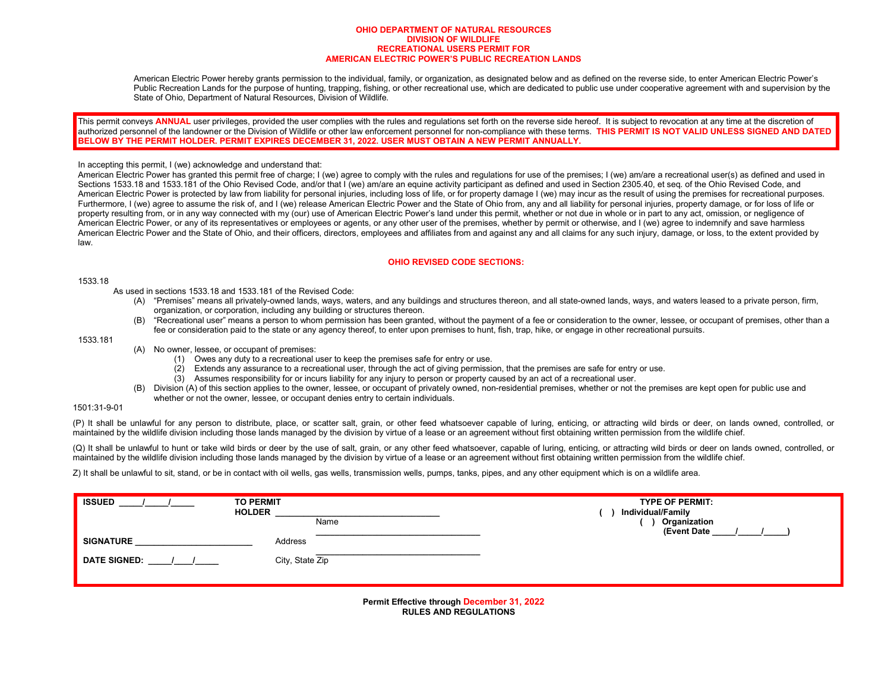# OHIO DEPARTMENT OF NATURAL RESOURCES
## DIVISION OF WILDLIFE
## RECREATIONAL USERS PERMIT FOR
## AMERICAN ELECTRIC POWER'S PUBLIC RECREATION LANDS

American Electric Power hereby grants permission to the individual, family, or organization, as designated below and as defined on the reverse side, to enter American Electric Power's Public Recreation Lands for the purpose of hunting, trapping, fishing, or other recreational use, which are dedicated to public use under cooperative agreement with and supervision by the State of Ohio, Department of Natural Resources, Division of Wildlife.

This permit conveys **ANNUAL** user privileges, provided the user complies with the rules and regulations set forth on the reverse side hereof. It is subject to revocation at any time at the discretion of authorized personnel of the landowner or the Division of Wildlife or other law enforcement personnel for non-compliance with these terms. **THIS PERMIT IS NOT VALID UNLESS SIGNED AND DATED BELOW BY THE PERMIT HOLDER. PERMIT EXPIRES DECEMBER 31, 2022. USER MUST OBTAIN A NEW PERMIT ANNUALLY.**

In accepting this permit, I (we) acknowledge and understand that:

American Electric Power has granted this permit free of charge; I (we) agree to comply with the rules and regulations for use of the premises; I (we) am/are a recreational user(s) as defined and used in Sections 1533.18 and 1533.181 of the Ohio Revised Code, and/or that I (we) am/are an equine activity participant as defined and used in Section 2305.40, et seq. of the Ohio Revised Code, and American Electric Power is protected by law from liability for personal injuries, including loss of life, or for property damage I (we) may incur as the result of using the premises for recreational purposes. Furthermore, I (we) agree to assume the risk of, and I (we) release American Electric Power and the State of Ohio from, any and all liability for personal injuries, property damage, or for loss of life or property resulting from, or in any way connected with my (our) use of American Electric Power's land under this permit, whether or not due in whole or in part to any act, omission, or negligence of American Electric Power, or any of its representatives or employees or agents, or any other user of the premises, whether by permit or otherwise, and I (we) agree to indemnify and save harmless American Electric Power and the State of Ohio, and their officers, directors, employees and affiliates from and against any and all claims for any such injury, damage, or loss, to the extent provided by law.

## OHIO REVISED CODE SECTIONS:

1533.18

As used in sections 1533.18 and 1533.181 of the Revised Code:

- (A) "Premises" means all privately-owned lands, ways, waters, and any buildings and structures thereon, and all state-owned lands, ways, and waters leased to a private person, firm, organization, or corporation, including any building or structures thereon.
- (B) "Recreational user" means a person to whom permission has been granted, without the payment of a fee or consideration to the owner, lessee, or occupant of premises, other than a fee or consideration paid to the state or any agency thereof, to enter upon premises to hunt, fish, trap, hike, or engage in other recreational pursuits.

1533.181

- (A) No owner, lessee, or occupant of premises:
  - (1) Owes any duty to a recreational user to keep the premises safe for entry or use.
  - (2) Extends any assurance to a recreational user, through the act of giving permission, that the premises are safe for entry or use.
  - (3) Assumes responsibility for or incurs liability for any injury to person or property caused by an act of a recreational user.
- (B) Division (A) of this section applies to the owner, lessee, or occupant of privately owned, non-residential premises, whether or not the premises are kept open for public use and whether or not the owner, lessee, or occupant denies entry to certain individuals.

1501:31-9-01

(P) It shall be unlawful for any person to distribute, place, or scatter salt, grain, or other feed whatsoever capable of luring, enticing, or attracting wild birds or deer, on lands owned, controlled, or maintained by the wildlife division including those lands managed by the division by virtue of a lease or an agreement without first obtaining written permission from the wildlife chief.

(Q) It shall be unlawful to hunt or take wild birds or deer by the use of salt, grain, or any other feed whatsoever, capable of luring, enticing, or attracting wild birds or deer on lands owned, controlled, or maintained by the wildlife division including those lands managed by the division by virtue of a lease or an agreement without first obtaining written permission from the wildlife chief.

Z) It shall be unlawful to sit, stand, or be in contact with oil wells, gas wells, transmission wells, pumps, tanks, pipes, and any other equipment which is on a wildlife area.

**ISSUED** \_\_\_\_\_/\_\_\_\_\_/\_\_\_\_\_

**TO PERMIT HOLDER** \_\_\_\_\_\_\_\_\_\_\_\_\_\_\_\_\_\_\_\_\_\_\_\_\_\_\_\_\_\_\_\_\_\_
Name

\_\_\_\_\_\_\_\_\_\_\_\_\_\_\_\_\_\_\_\_\_\_\_\_\_\_\_\_\_\_\_\_\_\_
Address

\_\_\_\_\_\_\_\_\_\_\_\_\_\_\_\_\_\_\_\_\_\_\_\_\_\_\_\_\_\_\_\_\_\_
City, State Zip

**SIGNATURE** \_\_\_\_\_\_\_\_\_\_\_\_\_\_\_\_\_\_\_\_\_\_\_\_\_

**DATE SIGNED:** \_\_\_\_\_/\_\_\_\_/\_\_\_\_\_

**TYPE OF PERMIT:**
- **( ) Individual/Family**
- **( ) Organization (Event Date \_\_\_\_\_/\_\_\_\_\_/\_\_\_\_\_)**

**Permit Effective through December 31, 2022**
**RULES AND REGULATIONS**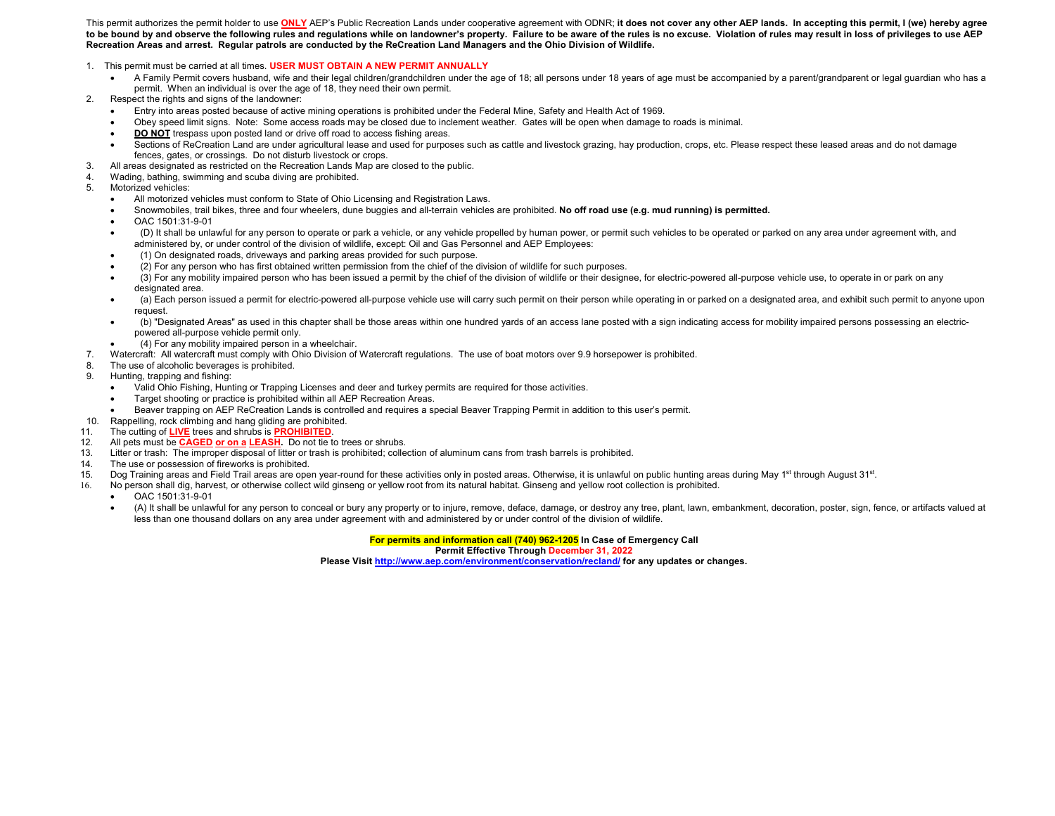This permit authorizes the permit holder to use **ONLY** AEP's Public Recreation Lands under cooperative agreement with ODNR; **it does not cover any other AEP lands. In accepting this permit, I (we) hereby agree to be bound by and observe the following rules and regulations while on landowner's property. Failure to be aware of the rules is no excuse. Violation of rules may result in loss of privileges to use AEP Recreation Areas and arrest. Regular patrols are conducted by the ReCreation Land Managers and the Ohio Division of Wildlife.**

1. This permit must be carried at all times. **USER MUST OBTAIN A NEW PERMIT ANNUALLY**
   - A Family Permit covers husband, wife and their legal children/grandchildren under the age of 18; all persons under 18 years of age must be accompanied by a parent/grandparent or legal guardian who has a permit. When an individual is over the age of 18, they need their own permit.
2. Respect the rights and signs of the landowner:
   - Entry into areas posted because of active mining operations is prohibited under the Federal Mine, Safety and Health Act of 1969.
   - Obey speed limit signs. Note: Some access roads may be closed due to inclement weather. Gates will be open when damage to roads is minimal.
   - **DO NOT** trespass upon posted land or drive off road to access fishing areas.
   - Sections of ReCreation Land are under agricultural lease and used for purposes such as cattle and livestock grazing, hay production, crops, etc. Please respect these leased areas and do not damage fences, gates, or crossings. Do not disturb livestock or crops.
3. All areas designated as restricted on the Recreation Lands Map are closed to the public.
4. Wading, bathing, swimming and scuba diving are prohibited.
5. Motorized vehicles:
   - All motorized vehicles must conform to State of Ohio Licensing and Registration Laws.
   - Snowmobiles, trail bikes, three and four wheelers, dune buggies and all-terrain vehicles are prohibited. **No off road use (e.g. mud running) is permitted.**
   - OAC 1501:31-9-01
   - (D) It shall be unlawful for any person to operate or park a vehicle, or any vehicle propelled by human power, or permit such vehicles to be operated or parked on any area under agreement with, and administered by, or under control of the division of wildlife, except: Oil and Gas Personnel and AEP Employees:
   - (1) On designated roads, driveways and parking areas provided for such purpose.
   - (2) For any person who has first obtained written permission from the chief of the division of wildlife for such purposes.
   - (3) For any mobility impaired person who has been issued a permit by the chief of the division of wildlife or their designee, for electric-powered all-purpose vehicle use, to operate in or park on any designated area.
   - (a) Each person issued a permit for electric-powered all-purpose vehicle use will carry such permit on their person while operating in or parked on a designated area, and exhibit such permit to anyone upon request.
   - (b) "Designated Areas" as used in this chapter shall be those areas within one hundred yards of an access lane posted with a sign indicating access for mobility impaired persons possessing an electric-powered all-purpose vehicle permit only.
   - (4) For any mobility impaired person in a wheelchair.
7. Watercraft: All watercraft must comply with Ohio Division of Watercraft regulations. The use of boat motors over 9.9 horsepower is prohibited.
8. The use of alcoholic beverages is prohibited.
9. Hunting, trapping and fishing:
   - Valid Ohio Fishing, Hunting or Trapping Licenses and deer and turkey permits are required for those activities.
   - Target shooting or practice is prohibited within all AEP Recreation Areas.
   - Beaver trapping on AEP ReCreation Lands is controlled and requires a special Beaver Trapping Permit in addition to this user's permit.
10. Rappelling, rock climbing and hang gliding are prohibited.
11. The cutting of **LIVE** trees and shrubs is **PROHIBITED**.
12. All pets must be **CAGED or on a LEASH.** Do not tie to trees or shrubs.
13. Litter or trash: The improper disposal of litter or trash is prohibited; collection of aluminum cans from trash barrels is prohibited.
14. The use or possession of fireworks is prohibited.
15. Dog Training areas and Field Trail areas are open year-round for these activities only in posted areas. Otherwise, it is unlawful on public hunting areas during May 1st through August 31st.
16. No person shall dig, harvest, or otherwise collect wild ginseng or yellow root from its natural habitat. Ginseng and yellow root collection is prohibited.
    - OAC 1501:31-9-01
    - (A) It shall be unlawful for any person to conceal or bury any property or to injure, remove, deface, damage, or destroy any tree, plant, lawn, embankment, decoration, poster, sign, fence, or artifacts valued at less than one thousand dollars on any area under agreement with and administered by or under control of the division of wildlife.

**For permits and information call (740) 962-1205 In Case of Emergency Call**

**Permit Effective Through December 31, 2022**

**Please Visit http://www.aep.com/environment/conservation/recland/ for any updates or changes.**